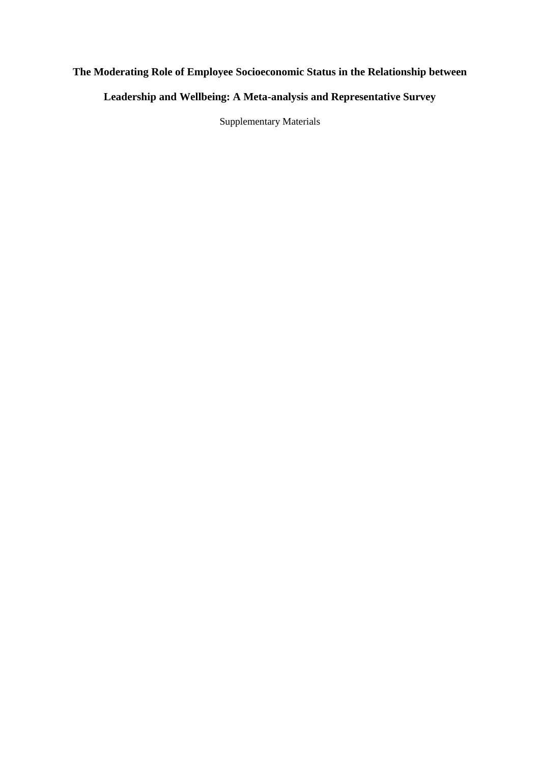# The Moderating Role of Employee Socioeconomic Status in the Relationship between Leadership and Wellbeing: A Meta-analysis and Representative Survey

Supplementary Materials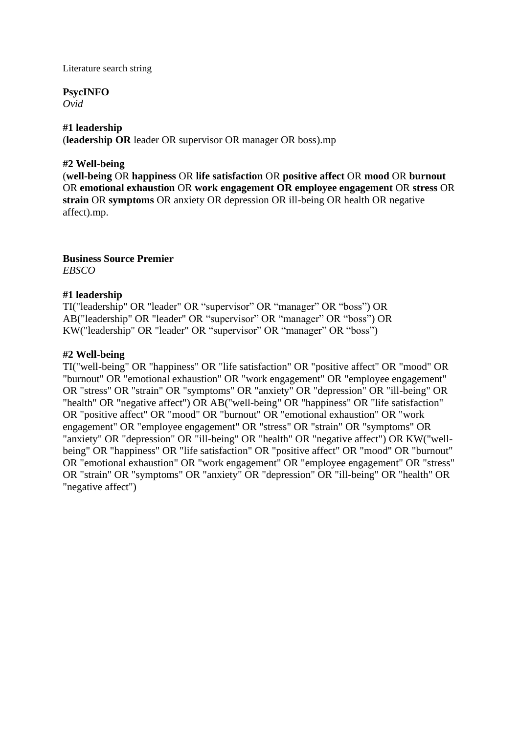Literature search string

**PsycINFO**
*Ovid*

**#1 leadership**
(**leadership OR** leader OR supervisor OR manager OR boss).mp

**#2 Well-being**
(**well-being** OR **happiness** OR **life satisfaction** OR **positive affect** OR **mood** OR **burnout** OR **emotional exhaustion** OR **work engagement OR employee engagement** OR **stress** OR **strain** OR **symptoms** OR anxiety OR depression OR ill-being OR health OR negative affect).mp.

**Business Source Premier**
*EBSCO*

**#1 leadership**
TI("leadership" OR "leader" OR “supervisor” OR “manager” OR “boss”) OR AB("leadership" OR "leader" OR “supervisor” OR “manager” OR “boss”) OR KW("leadership" OR "leader" OR “supervisor” OR “manager” OR “boss”)

**#2 Well-being**
TI("well-being" OR "happiness" OR "life satisfaction" OR "positive affect" OR "mood" OR "burnout" OR "emotional exhaustion" OR "work engagement" OR "employee engagement" OR "stress" OR "strain" OR "symptoms" OR "anxiety" OR "depression" OR "ill-being" OR "health" OR "negative affect") OR AB("well-being" OR "happiness" OR "life satisfaction" OR "positive affect" OR "mood" OR "burnout" OR "emotional exhaustion" OR "work engagement" OR "employee engagement" OR "stress" OR "strain" OR "symptoms" OR "anxiety" OR "depression" OR "ill-being" OR "health" OR "negative affect") OR KW("well-being" OR "happiness" OR "life satisfaction" OR "positive affect" OR "mood" OR "burnout" OR "emotional exhaustion" OR "work engagement" OR "employee engagement" OR "stress" OR "strain" OR "symptoms" OR "anxiety" OR "depression" OR "ill-being" OR "health" OR "negative affect")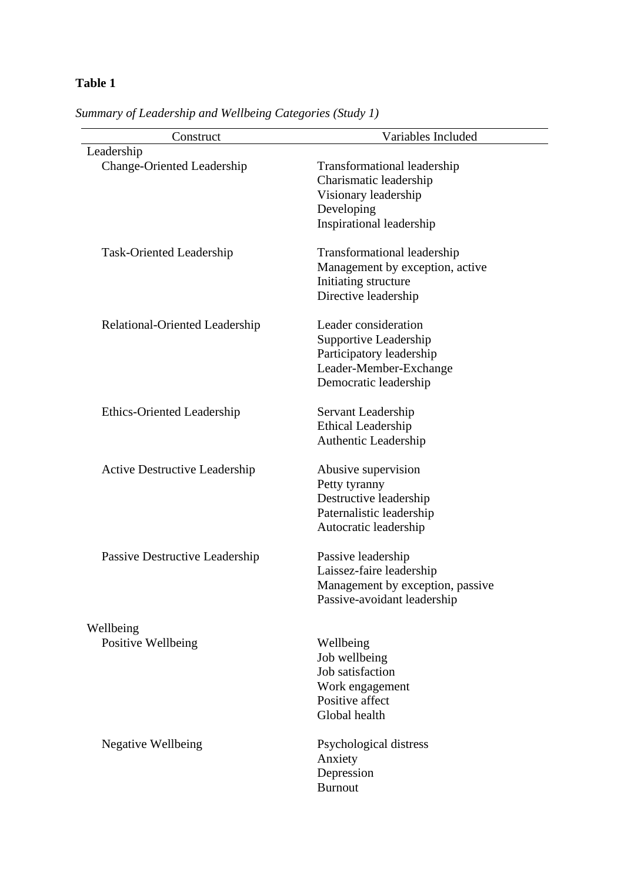**Table 1**

*Summary of Leadership and Wellbeing Categories (Study 1)*

| Construct | Variables Included |
|---|---|
| Leadership | |
| Change-Oriented Leadership | Transformational leadership |
| | Charismatic leadership |
| | Visionary leadership |
| | Developing |
| | Inspirational leadership |
| Task-Oriented Leadership | Transformational leadership |
| | Management by exception, active |
| | Initiating structure |
| | Directive leadership |
| Relational-Oriented Leadership | Leader consideration |
| | Supportive Leadership |
| | Participatory leadership |
| | Leader-Member-Exchange |
| | Democratic leadership |
| Ethics-Oriented Leadership | Servant Leadership |
| | Ethical Leadership |
| | Authentic Leadership |
| Active Destructive Leadership | Abusive supervision |
| | Petty tyranny |
| | Destructive leadership |
| | Paternalistic leadership |
| | Autocratic leadership |
| Passive Destructive Leadership | Passive leadership |
| | Laissez-faire leadership |
| | Management by exception, passive |
| | Passive-avoidant leadership |
| Wellbeing | |
| Positive Wellbeing | Wellbeing |
| | Job wellbeing |
| | Job satisfaction |
| | Work engagement |
| | Positive affect |
| | Global health |
| Negative Wellbeing | Psychological distress |
| | Anxiety |
| | Depression |
| | Burnout |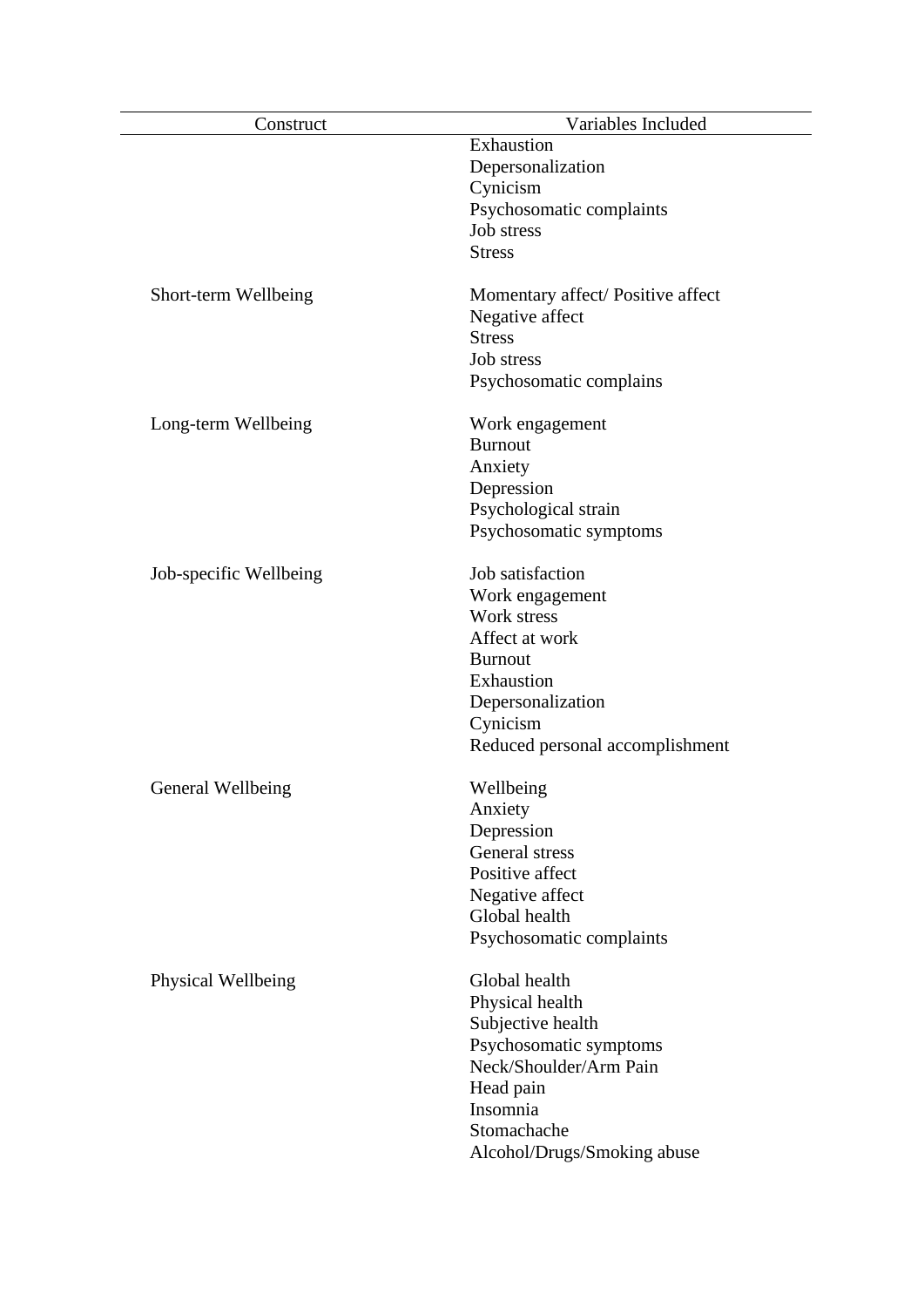| Construct | Variables Included |
| --- | --- |
| | Exhaustion<br>Depersonalization<br>Cynicism<br>Psychosomatic complaints<br>Job stress<br>Stress |
| Short-term Wellbeing | Momentary affect/ Positive affect<br>Negative affect<br>Stress<br>Job stress<br>Psychosomatic complains |
| Long-term Wellbeing | Work engagement<br>Burnout<br>Anxiety<br>Depression<br>Psychological strain<br>Psychosomatic symptoms |
| Job-specific Wellbeing | Job satisfaction<br>Work engagement<br>Work stress<br>Affect at work<br>Burnout<br>Exhaustion<br>Depersonalization<br>Cynicism<br>Reduced personal accomplishment |
| General Wellbeing | Wellbeing<br>Anxiety<br>Depression<br>General stress<br>Positive affect<br>Negative affect<br>Global health<br>Psychosomatic complaints |
| Physical Wellbeing | Global health<br>Physical health<br>Subjective health<br>Psychosomatic symptoms<br>Neck/Shoulder/Arm Pain<br>Head pain<br>Insomnia<br>Stomachache<br>Alcohol/Drugs/Smoking abuse |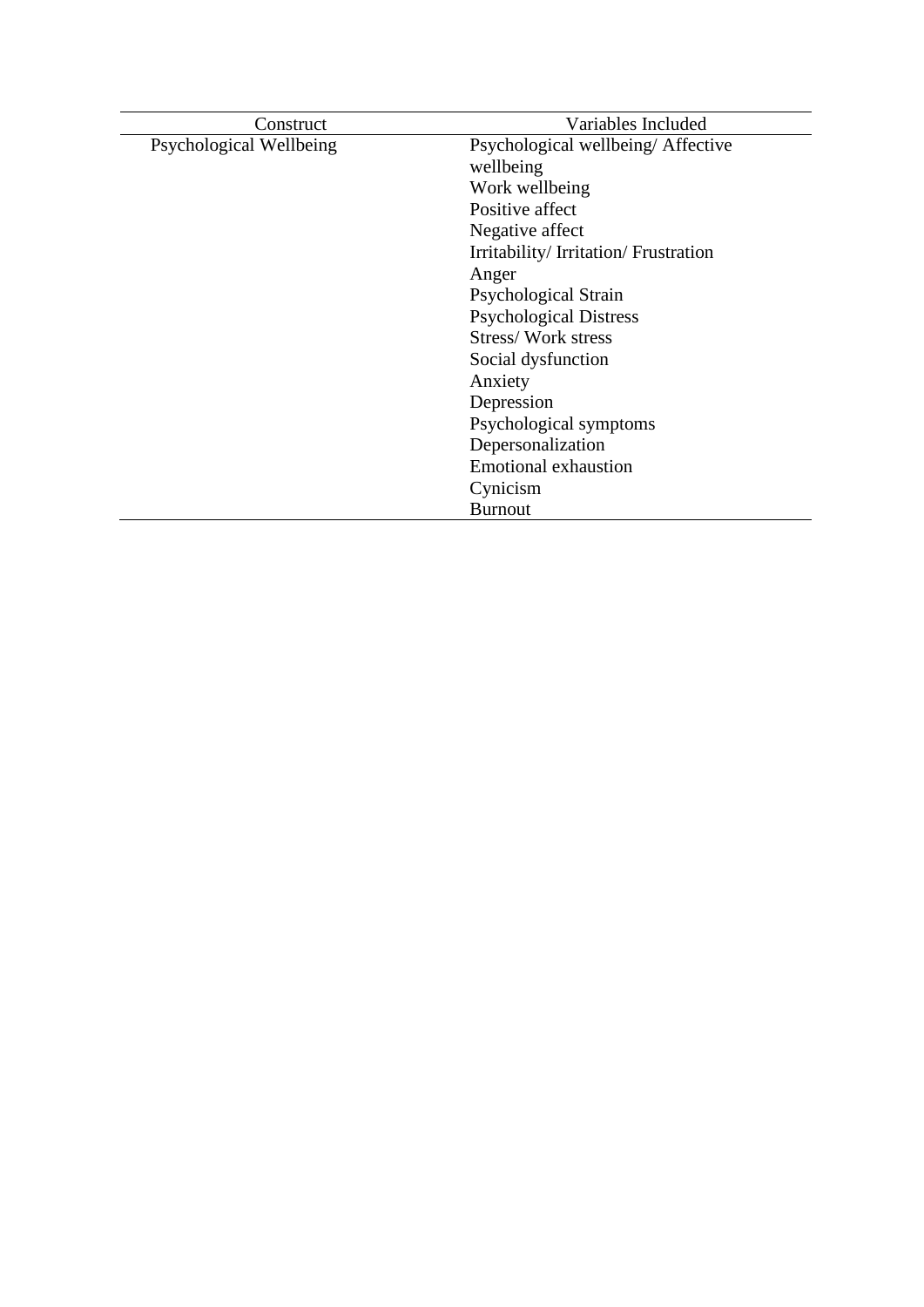| Construct | Variables Included |
| --- | --- |
| Psychological Wellbeing | Psychological wellbeing/ Affective wellbeing |
| | Work wellbeing |
| | Positive affect |
| | Negative affect |
| | Irritability/ Irritation/ Frustration |
| | Anger |
| | Psychological Strain |
| | Psychological Distress |
| | Stress/ Work stress |
| | Social dysfunction |
| | Anxiety |
| | Depression |
| | Psychological symptoms |
| | Depersonalization |
| | Emotional exhaustion |
| | Cynicism |
| | Burnout |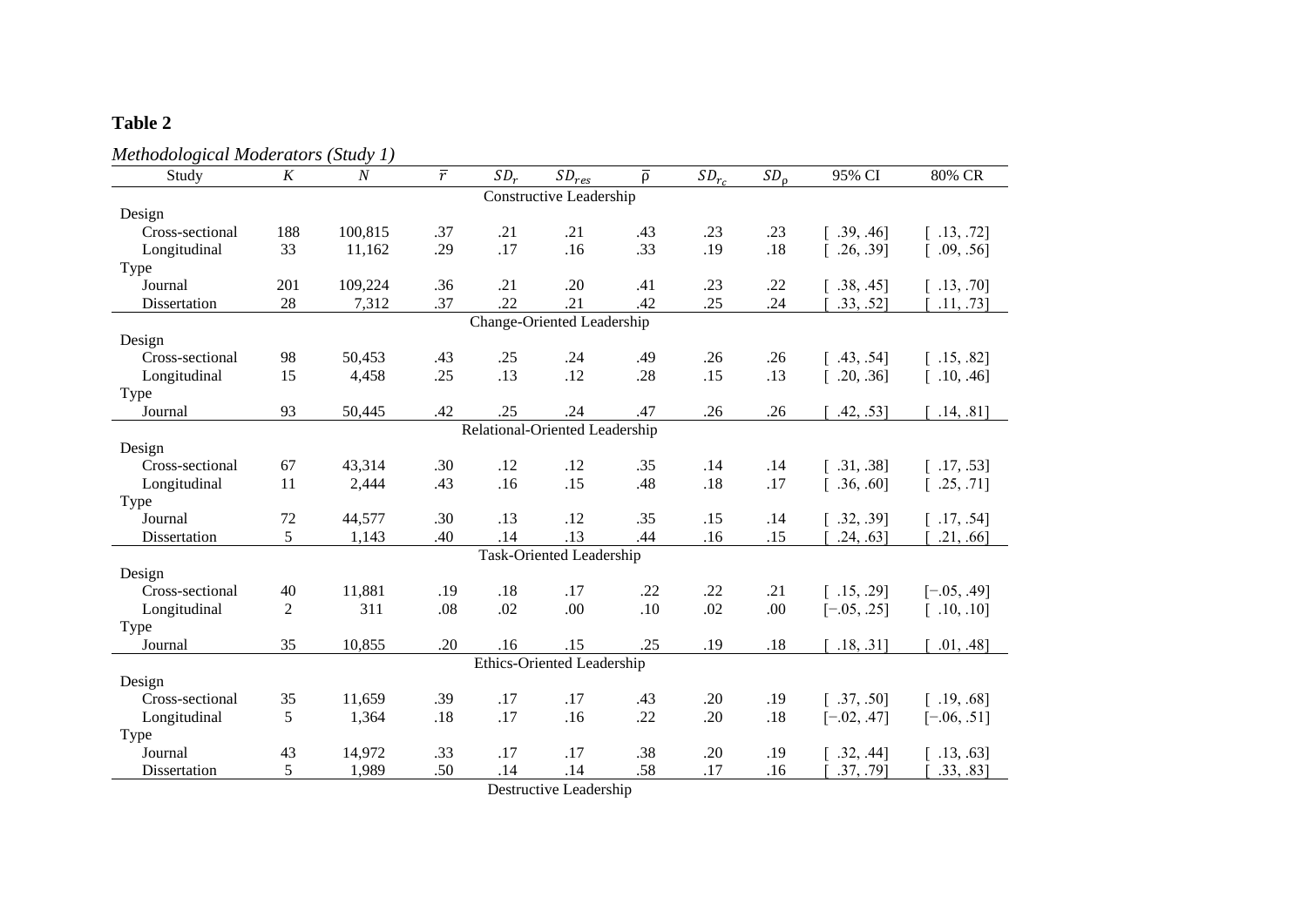**Table 2**

*Methodological Moderators (Study 1)*

| Study | $K$ | $N$ | $\bar{r}$ | $SD_r$ | $SD_{res}$ | $\bar{\rho}$ | $SD_{r_c}$ | $SD_\rho$ | 95% CI | 80% CR |
|---|---|---|---|---|---|---|---|---|---|---|
| Constructive Leadership | | | | | | | | | | |
| Design | | | | | | | | | | |
| Cross-sectional | 188 | 100,815 | .37 | .21 | .21 | .43 | .23 | .23 | [ .39, .46] | [ .13, .72] |
| Longitudinal | 33 | 11,162 | .29 | .17 | .16 | .33 | .19 | .18 | [ .26, .39] | [ .09, .56] |
| Type | | | | | | | | | | |
| Journal | 201 | 109,224 | .36 | .21 | .20 | .41 | .23 | .22 | [ .38, .45] | [ .13, .70] |
| Dissertation | 28 | 7,312 | .37 | .22 | .21 | .42 | .25 | .24 | [ .33, .52] | [ .11, .73] |
| Change-Oriented Leadership | | | | | | | | | | |
| Design | | | | | | | | | | |
| Cross-sectional | 98 | 50,453 | .43 | .25 | .24 | .49 | .26 | .26 | [ .43, .54] | [ .15, .82] |
| Longitudinal | 15 | 4,458 | .25 | .13 | .12 | .28 | .15 | .13 | [ .20, .36] | [ .10, .46] |
| Type | | | | | | | | | | |
| Journal | 93 | 50,445 | .42 | .25 | .24 | .47 | .26 | .26 | [ .42, .53] | [ .14, .81] |
| Relational-Oriented Leadership | | | | | | | | | | |
| Design | | | | | | | | | | |
| Cross-sectional | 67 | 43,314 | .30 | .12 | .12 | .35 | .14 | .14 | [ .31, .38] | [ .17, .53] |
| Longitudinal | 11 | 2,444 | .43 | .16 | .15 | .48 | .18 | .17 | [ .36, .60] | [ .25, .71] |
| Type | | | | | | | | | | |
| Journal | 72 | 44,577 | .30 | .13 | .12 | .35 | .15 | .14 | [ .32, .39] | [ .17, .54] |
| Dissertation | 5 | 1,143 | .40 | .14 | .13 | .44 | .16 | .15 | [ .24, .63] | [ .21, .66] |
| Task-Oriented Leadership | | | | | | | | | | |
| Design | | | | | | | | | | |
| Cross-sectional | 40 | 11,881 | .19 | .18 | .17 | .22 | .22 | .21 | [ .15, .29] | [−.05, .49] |
| Longitudinal | 2 | 311 | .08 | .02 | .00 | .10 | .02 | .00 | [−.05, .25] | [ .10, .10] |
| Type | | | | | | | | | | |
| Journal | 35 | 10,855 | .20 | .16 | .15 | .25 | .19 | .18 | [ .18, .31] | [ .01, .48] |
| Ethics-Oriented Leadership | | | | | | | | | | |
| Design | | | | | | | | | | |
| Cross-sectional | 35 | 11,659 | .39 | .17 | .17 | .43 | .20 | .19 | [ .37, .50] | [ .19, .68] |
| Longitudinal | 5 | 1,364 | .18 | .17 | .16 | .22 | .20 | .18 | [−.02, .47] | [−.06, .51] |
| Type | | | | | | | | | | |
| Journal | 43 | 14,972 | .33 | .17 | .17 | .38 | .20 | .19 | [ .32, .44] | [ .13, .63] |
| Dissertation | 5 | 1,989 | .50 | .14 | .14 | .58 | .17 | .16 | [ .37, .79] | [ .33, .83] |
| Destructive Leadership | | | | | | | | | | |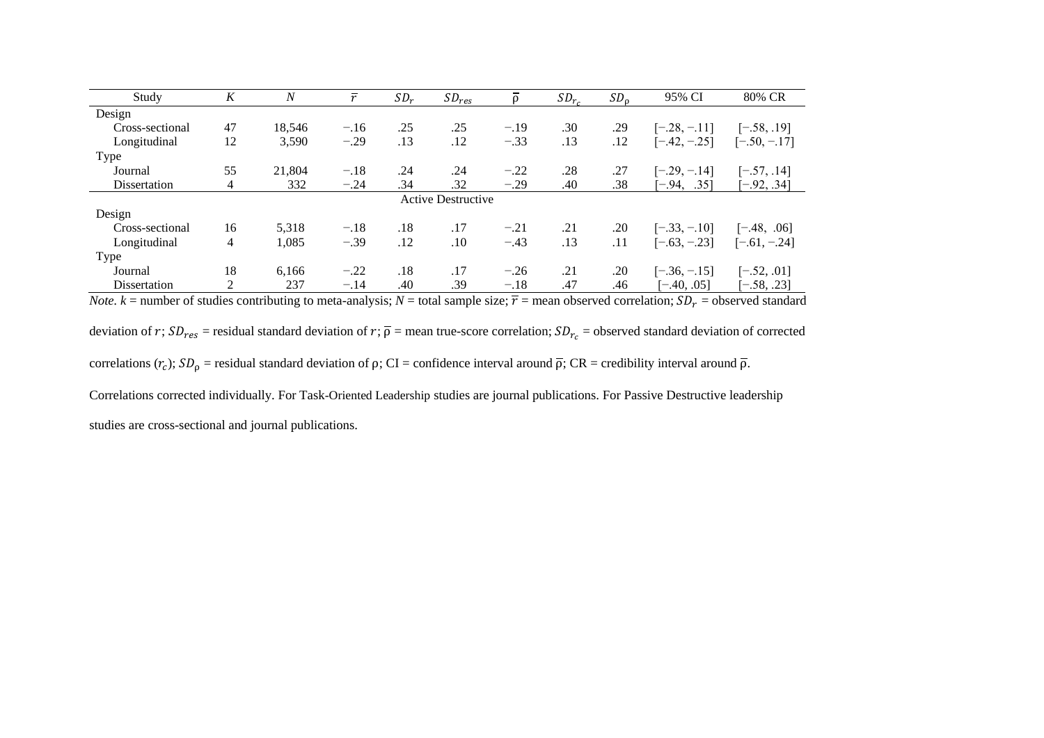| Study | $K$ | $N$ | $\overline{r}$ | $SD_r$ | $SD_{res}$ | $\overline{\rho}$ | $SD_{r_c}$ | $SD_\rho$ | 95% CI | 80% CR |
|---|---|---|---|---|---|---|---|---|---|---|
| Design | | | | | | | | | | |
| Cross-sectional | 47 | 18,546 | −.16 | .25 | .25 | −.19 | .30 | .29 | [−.28, −.11] | [−.58, .19] |
| Longitudinal | 12 | 3,590 | −.29 | .13 | .12 | −.33 | .13 | .12 | [−.42, −.25] | [−.50, −.17] |
| Type | | | | | | | | | | |
| Journal | 55 | 21,804 | −.18 | .24 | .24 | −.22 | .28 | .27 | [−.29, −.14] | [−.57, .14] |
| Dissertation | 4 | 332 | −.24 | .34 | .32 | −.29 | .40 | .38 | [−.94, .35] | [−.92, .34] |
| **Active Destructive** | | | | | | | | | | |
| Design | | | | | | | | | | |
| Cross-sectional | 16 | 5,318 | −.18 | .18 | .17 | −.21 | .21 | .20 | [−.33, −.10] | [−.48, .06] |
| Longitudinal | 4 | 1,085 | −.39 | .12 | .10 | −.43 | .13 | .11 | [−.63, −.23] | [−.61, −.24] |
| Type | | | | | | | | | | |
| Journal | 18 | 6,166 | −.22 | .18 | .17 | −.26 | .21 | .20 | [−.36, −.15] | [−.52, .01] |
| Dissertation | 2 | 237 | −.14 | .40 | .39 | −.18 | .47 | .46 | [−.40, .05] | [−.58, .23] |

*Note.* $k$ = number of studies contributing to meta-analysis; $N$ = total sample size; $\overline{r}$ = mean observed correlation; $SD_r$ = observed standard deviation of $r$; $SD_{res}$ = residual standard deviation of $r$; $\overline{\rho}$ = mean true-score correlation; $SD_{r_c}$ = observed standard deviation of corrected correlations ($r_c$); $SD_\rho$ = residual standard deviation of $\rho$; CI = confidence interval around $\overline{\rho}$; CR = credibility interval around $\overline{\rho}$. Correlations corrected individually. For Task-Oriented Leadership studies are journal publications. For Passive Destructive leadership studies are cross-sectional and journal publications.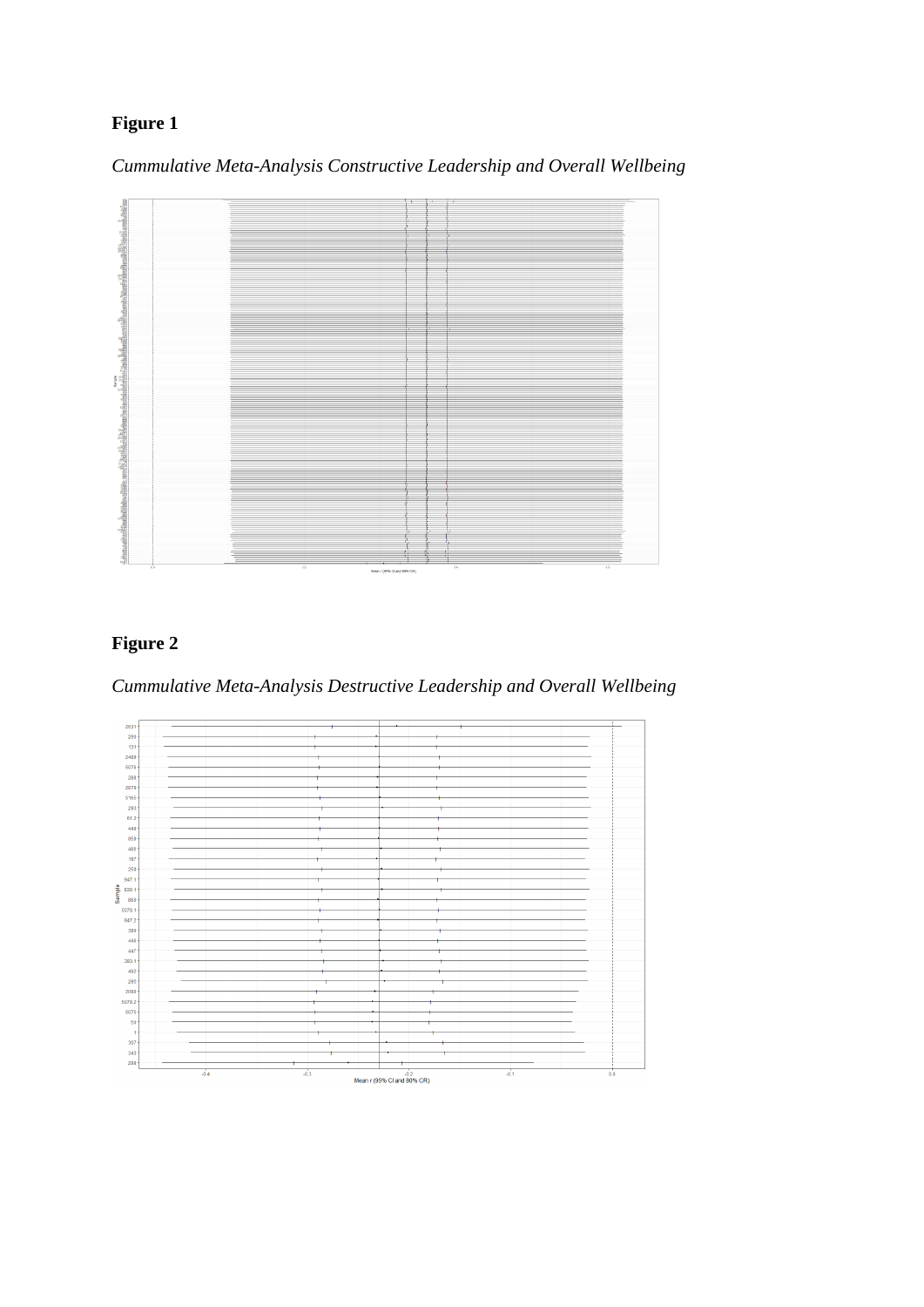**Figure 1**

*Cummulative Meta-Analysis Constructive Leadership and Overall Wellbeing*

**Figure 2**

*Cummulative Meta-Analysis Destructive Leadership and Overall Wellbeing*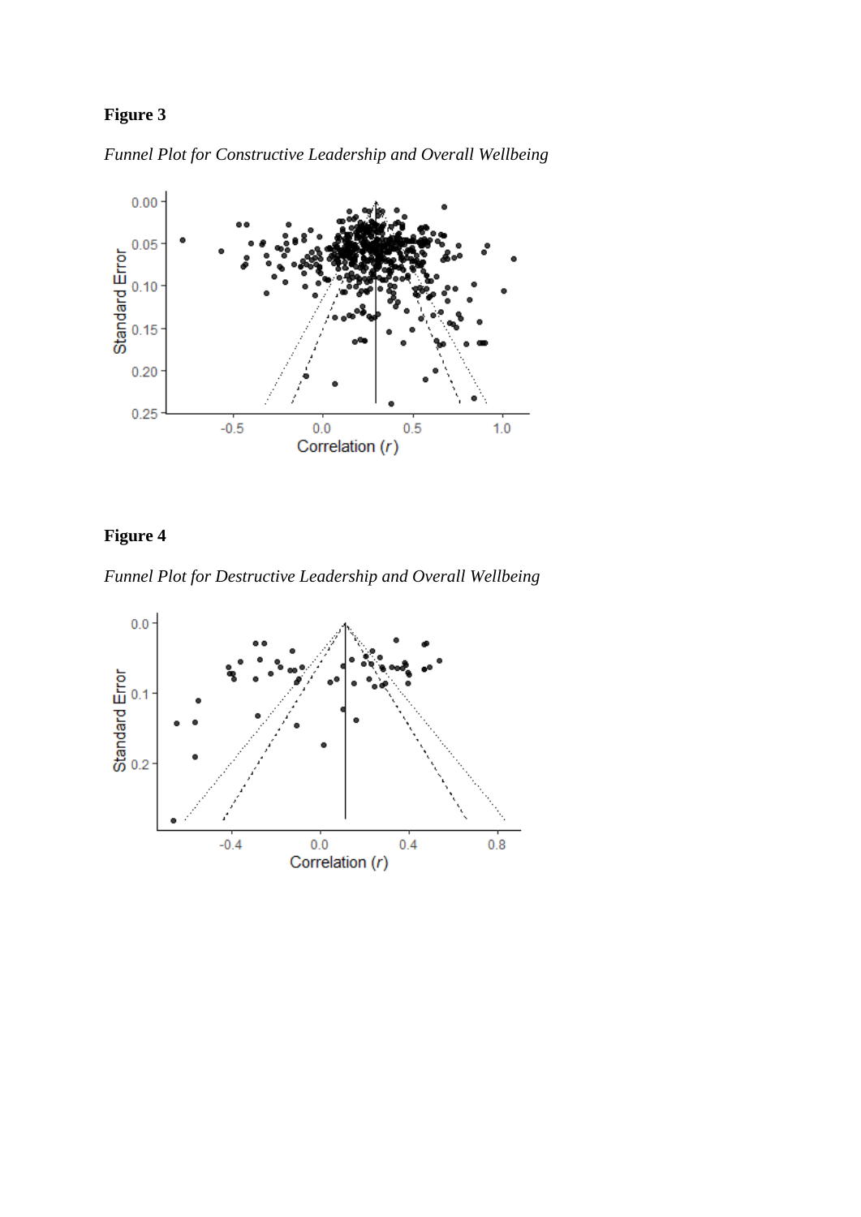**Figure 3**

*Funnel Plot for Constructive Leadership and Overall Wellbeing*

**Figure 4**

*Funnel Plot for Destructive Leadership and Overall Wellbeing*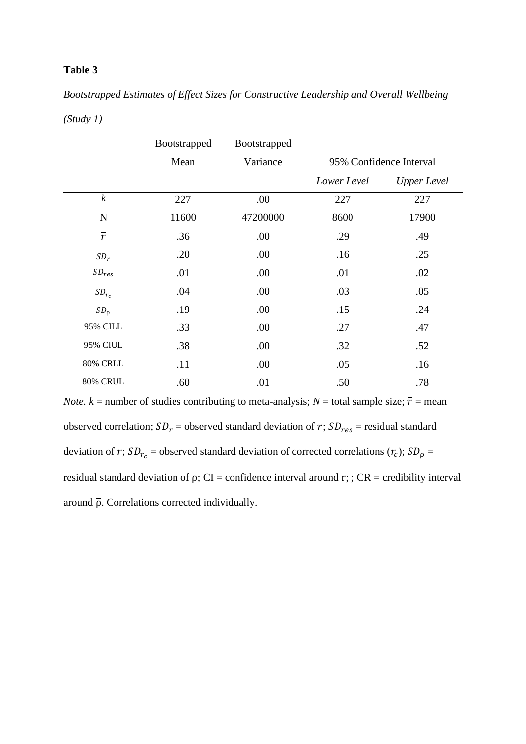**Table 3**

*Bootstrapped Estimates of Effect Sizes for Constructive Leadership and Overall Wellbeing (Study 1)*

| | Bootstrapped Mean | Bootstrapped Variance | 95% Confidence Interval | |
|---|---|---|---|---|
| | | | *Lower Level* | *Upper Level* |
| $k$ | 227 | .00 | 227 | 227 |
| N | 11600 | 47200000 | 8600 | 17900 |
| $\bar{r}$ | .36 | .00 | .29 | .49 |
| $SD_r$ | .20 | .00 | .16 | .25 |
| $SD_{res}$ | .01 | .00 | .01 | .02 |
| $SD_{r_c}$ | .04 | .00 | .03 | .05 |
| $SD_{\rho}$ | .19 | .00 | .15 | .24 |
| 95% CILL | .33 | .00 | .27 | .47 |
| 95% CIUL | .38 | .00 | .32 | .52 |
| 80% CRLL | .11 | .00 | .05 | .16 |
| 80% CRUL | .60 | .01 | .50 | .78 |

*Note.* $k$ = number of studies contributing to meta-analysis; $N$ = total sample size; $\bar{r}$ = mean observed correlation; $SD_r$ = observed standard deviation of $r$; $SD_{res}$ = residual standard deviation of $r$; $SD_{r_c}$ = observed standard deviation of corrected correlations ($r_c$); $SD_{\rho}$ = residual standard deviation of ρ; CI = confidence interval around $\bar{r}$; ; CR = credibility interval around $\bar{\rho}$. Correlations corrected individually.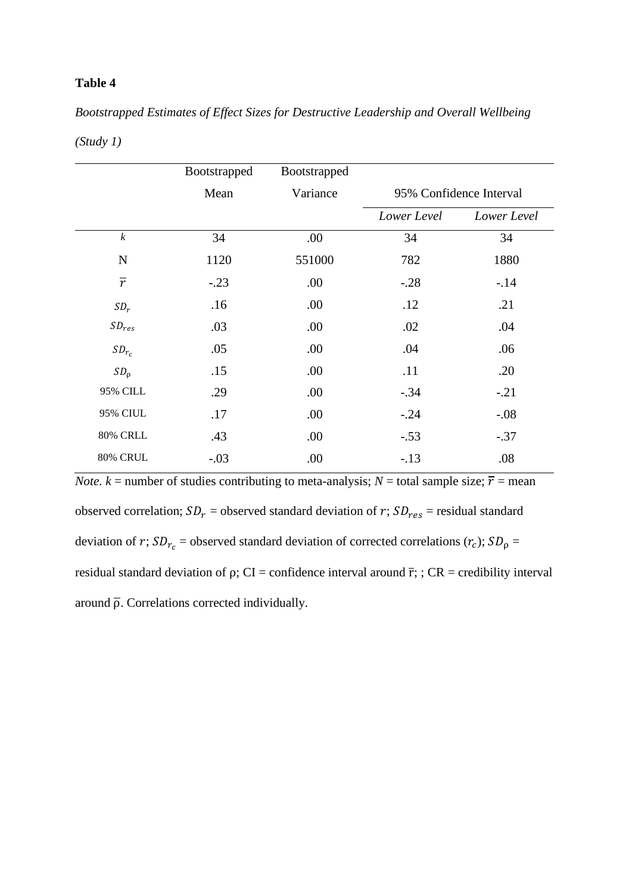**Table 4**

*Bootstrapped Estimates of Effect Sizes for Destructive Leadership and Overall Wellbeing (Study 1)*

| | Bootstrapped Mean | Bootstrapped Variance | 95% Confidence Interval | |
|---|---|---|---|---|
| | | | *Lower Level* | *Lower Level* |
| $k$ | 34 | .00 | 34 | 34 |
| N | 1120 | 551000 | 782 | 1880 |
| $\overline{r}$ | -.23 | .00 | -.28 | -.14 |
| $SD_r$ | .16 | .00 | .12 | .21 |
| $SD_{res}$ | .03 | .00 | .02 | .04 |
| $SD_{r_c}$ | .05 | .00 | .04 | .06 |
| $SD_\rho$ | .15 | .00 | .11 | .20 |
| 95% CILL | .29 | .00 | -.34 | -.21 |
| 95% CIUL | .17 | .00 | -.24 | -.08 |
| 80% CRLL | .43 | .00 | -.53 | -.37 |
| 80% CRUL | -.03 | .00 | -.13 | .08 |

*Note.* $k$ = number of studies contributing to meta-analysis; $N$ = total sample size; $\overline{r}$ = mean observed correlation; $SD_r$ = observed standard deviation of $r$; $SD_{res}$ = residual standard deviation of $r$; $SD_{r_c}$ = observed standard deviation of corrected correlations ($r_c$); $SD_\rho$ = residual standard deviation of ρ; CI = confidence interval around $\overline{r}$; ; CR = credibility interval around $\overline{\rho}$. Correlations corrected individually.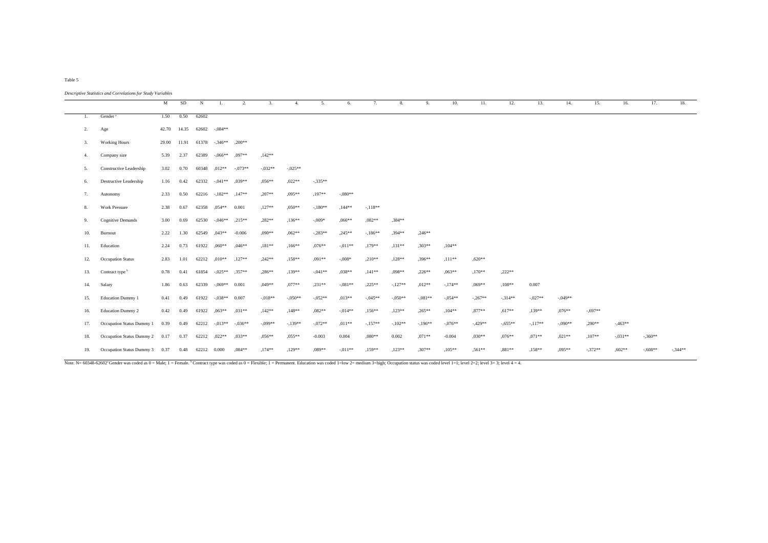Table 5

*Descriptive Statistics and Correlations for Study Variables*

| | | M | SD | N | 1. | 2. | 3. | 4. | 5. | 6. | 7. | 8. | 9. | 10. | 11. | 12. | 13. | 14. | 15. | 16. | 17. | 18. |
|---|---|---|---|---|---|---|---|---|---|---|---|---|---|---|---|---|---|---|---|---|---|---|
| 1. | Gender [a] | 1.50 | 0.50 | 62602 | | | | | | | | | | | | | | | | | | |
| 2. | Age | 42.70 | 14.35 | 62602 | -,084** | | | | | | | | | | | | | | | | | |
| 3. | Working Hours | 29.00 | 11.91 | 61378 | -,346** | ,200** | | | | | | | | | | | | | | | | |
| 4. | Company size | 5.39 | 2.37 | 62389 | -,066** | ,097** | ,142** | | | | | | | | | | | | | | | |
| 5. | Constructive Leadership | 3.02 | 0.70 | 60348 | ,012** | -,073** | -,032** | -,025** | | | | | | | | | | | | | | |
| 6. | Destructive Leadership | 1.16 | 0.42 | 62332 | -,041** | ,039** | ,056** | ,022** | -,335** | | | | | | | | | | | | | |
| 7. | Autonomy | 2.33 | 0.50 | 62216 | -,182** | ,147** | ,207** | ,095** | ,197** | -,080** | | | | | | | | | | | | |
| 8. | Work Pressure | 2.38 | 0.67 | 62358 | ,054** | 0.001 | ,127** | ,050** | -,180** | ,144** | -,118** | | | | | | | | | | | |
| 9. | Cognitive Demands | 3.00 | 0.69 | 62530 | -,046** | ,215** | ,282** | ,136** | -,009* | ,066** | ,082** | ,384** | | | | | | | | | | |
| 10. | Burnout | 2.22 | 1.30 | 62549 | ,043** | -0.006 | ,090** | ,062** | -,283** | ,245** | -,186** | ,394** | ,246** | | | | | | | | | |
| 11. | Education | 2.24 | 0.73 | 61922 | ,060** | ,046** | ,181** | ,166** | ,076** | -,011** | ,179** | ,131** | ,303** | ,104** | | | | | | | | |
| 12. | Occupation Status | 2.83 | 1.01 | 62212 | ,010** | ,127** | ,242** | ,158** | ,091** | -,008* | ,210** | ,128** | ,396** | ,111** | ,620** | | | | | | | |
| 13. | Contract type [b] | 0.78 | 0.41 | 61854 | -,025** | ,357** | ,286** | ,139** | -,041** | ,038** | ,141** | ,098** | ,226** | ,063** | ,170** | ,222** | | | | | | |
| 14. | Salary | 1.86 | 0.63 | 62339 | -,069** | 0.001 | ,049** | ,077** | ,231** | -,081** | ,225** | -,127** | ,012** | -,174** | ,069** | ,108** | 0.007 | | | | | |
| 15. | Education Dummy 1 | 0.41 | 0.49 | 61922 | -,038** | 0.007 | -,018** | -,050** | -,052** | ,013** | -,045** | -,050** | -,081** | -,054** | -,267** | -,314** | -,027** | -,049** | | | | |
| 16. | Education Dummy 2 | 0.42 | 0.49 | 61922 | ,063** | ,031** | ,142** | ,148** | ,082** | -,014** | ,156** | ,123** | ,265** | ,104** | ,877** | ,617** | ,139** | ,076** | -,697** | | | |
| 17. | Occupation Status Dummy 1 | 0.39 | 0.49 | 62212 | -,013** | -,036** | -,099** | -,139** | -,072** | ,011** | -,157** | -,102** | -,196** | -,076** | -,429** | -,655** | -,117** | -,090** | ,290** | -,463** | | |
| 18. | Occupation Status Dummy 2 | 0.17 | 0.37 | 62212 | ,022** | ,033** | ,056** | ,055** | -0.003 | 0.004 | ,080** | 0.002 | ,071** | -0.004 | ,030** | ,076** | ,071** | ,021** | ,107** | -,031** | -,360** | |
| 19. | Occupation Status Dummy 3 | 0.37 | 0.48 | 62212 | 0.000 | ,084** | ,174** | ,129** | ,089** | -,011** | ,159** | ,123** | ,307** | ,105** | ,561** | ,881** | ,158** | ,095** | -,372** | ,602** | -,608** | -,344** |

Note. N= 60348-62602 [a] Gender was coded as 0 = Male; 1 = Female. [b] Contract type was coded as 0 = Flexible; 1 = Permanent. Education was coded 1=low 2= medium 3=high; Occupation status was coded level 1=1; level 2=2; level 3= 3; level 4 = 4.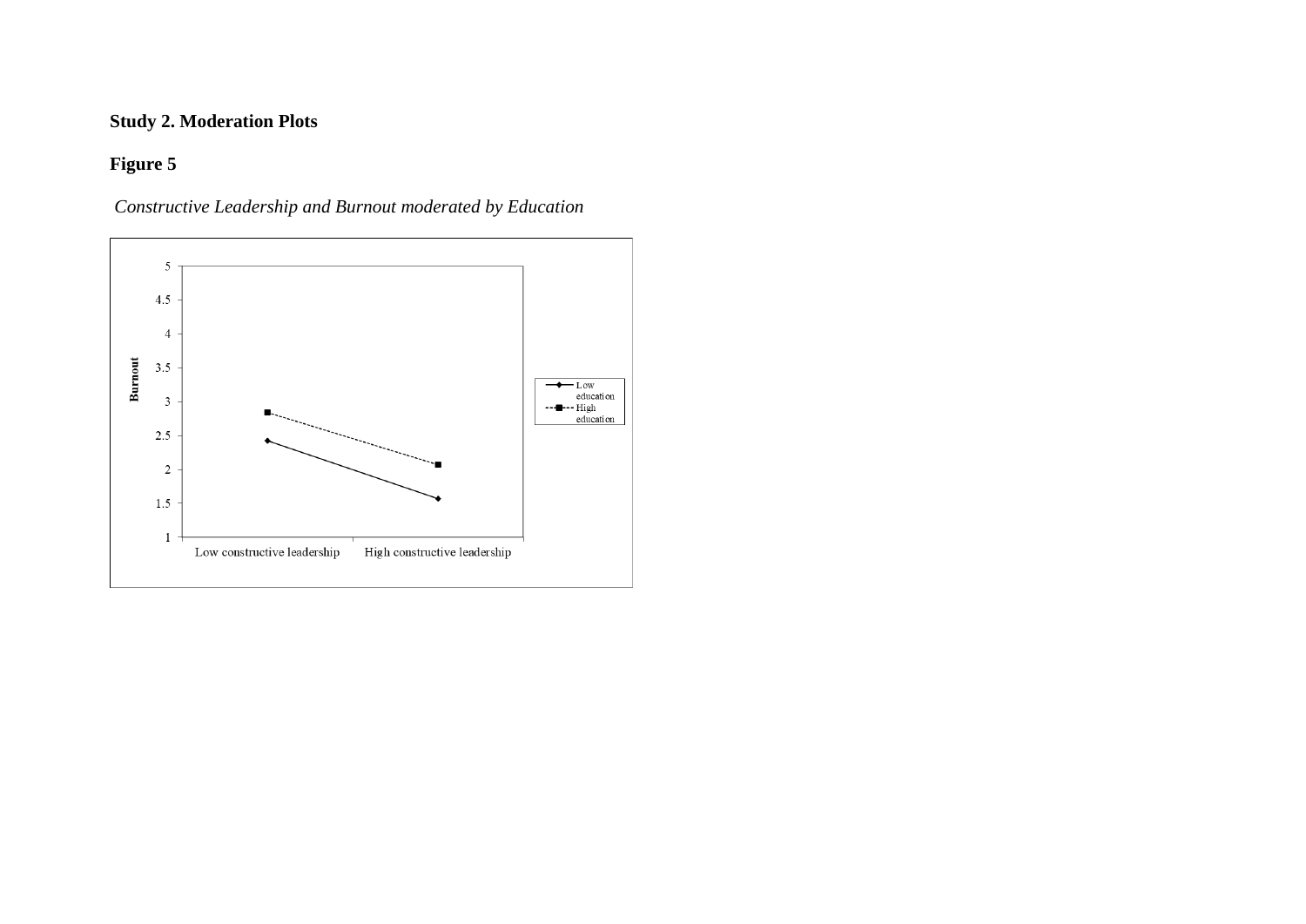**Study 2. Moderation Plots**

**Figure 5**

*Constructive Leadership and Burnout moderated by Education*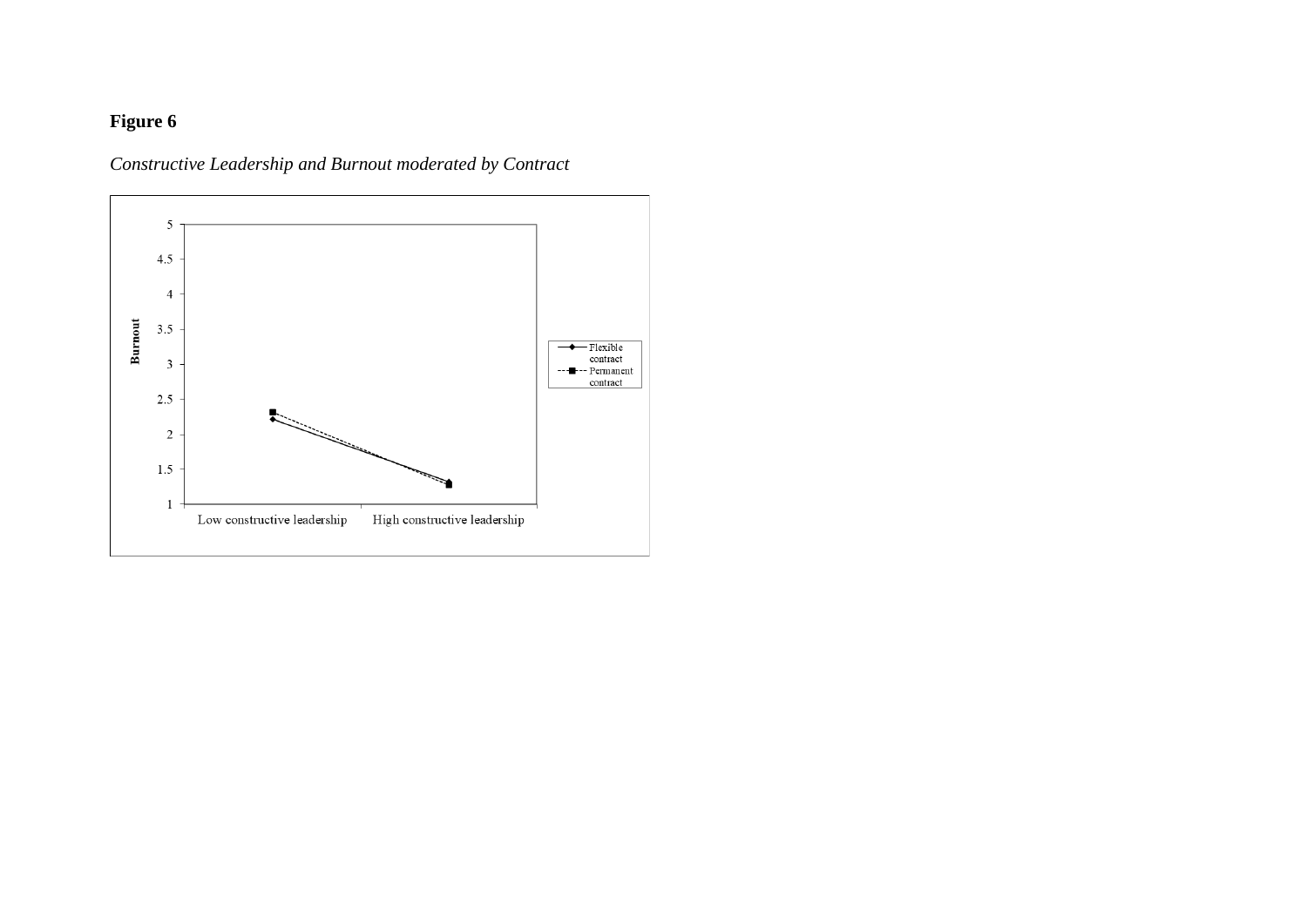**Figure 6**

*Constructive Leadership and Burnout moderated by Contract*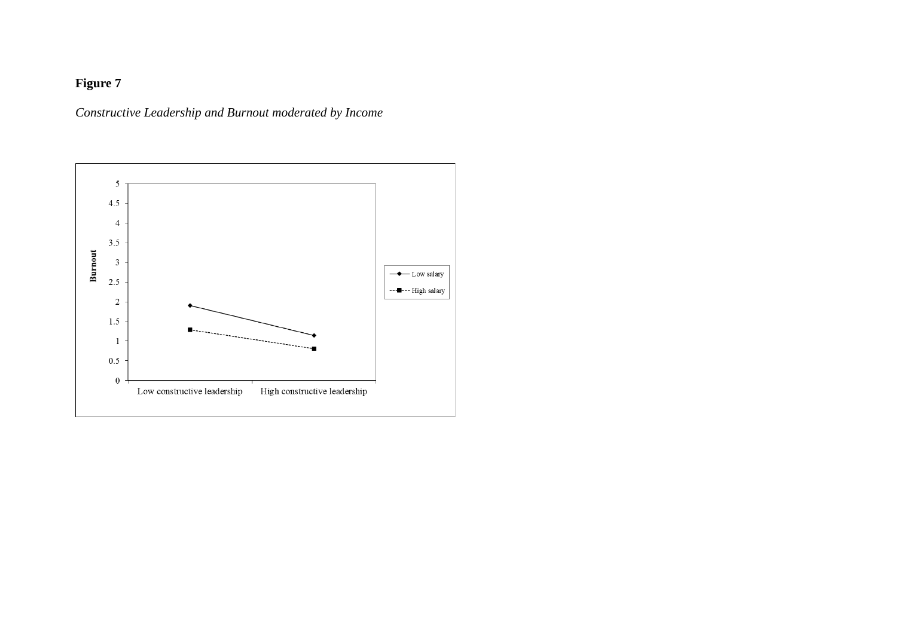**Figure 7**

*Constructive Leadership and Burnout moderated by Income*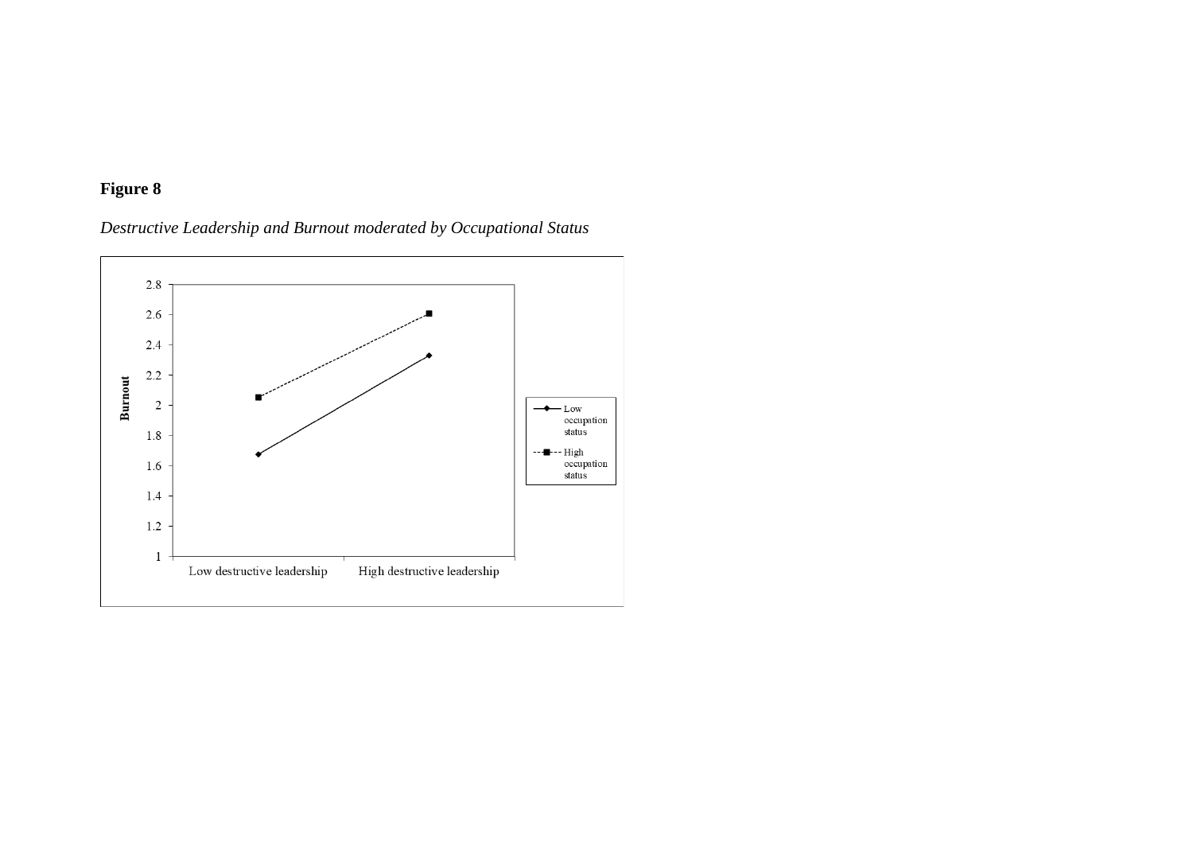**Figure 8**

*Destructive Leadership and Burnout moderated by Occupational Status*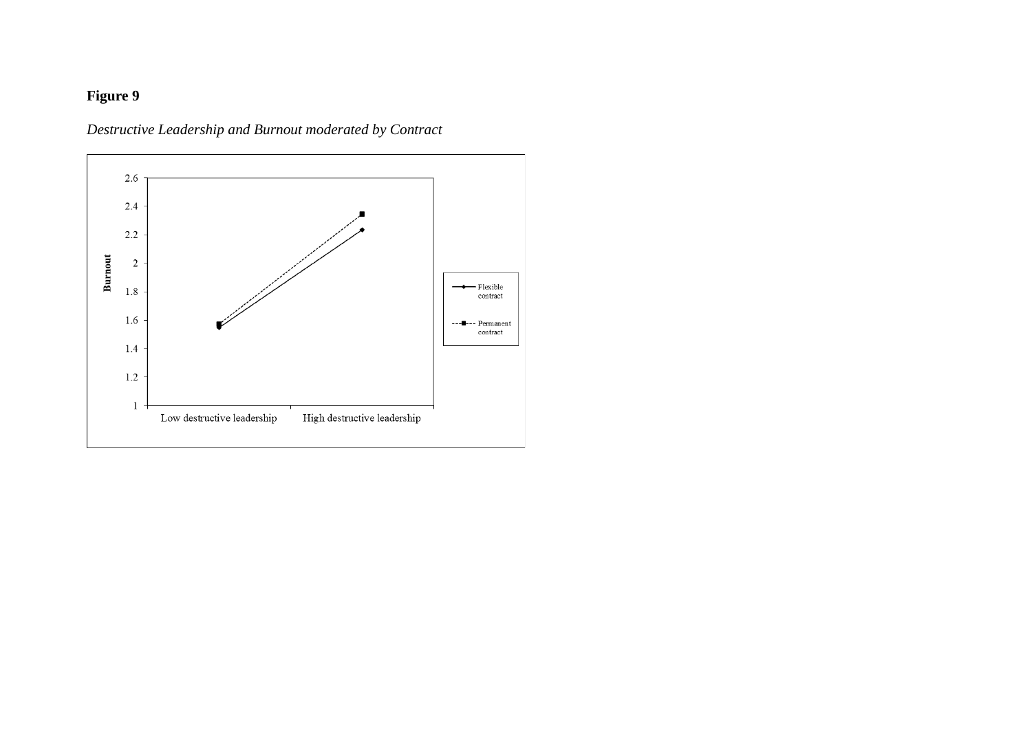**Figure 9**

*Destructive Leadership and Burnout moderated by Contract*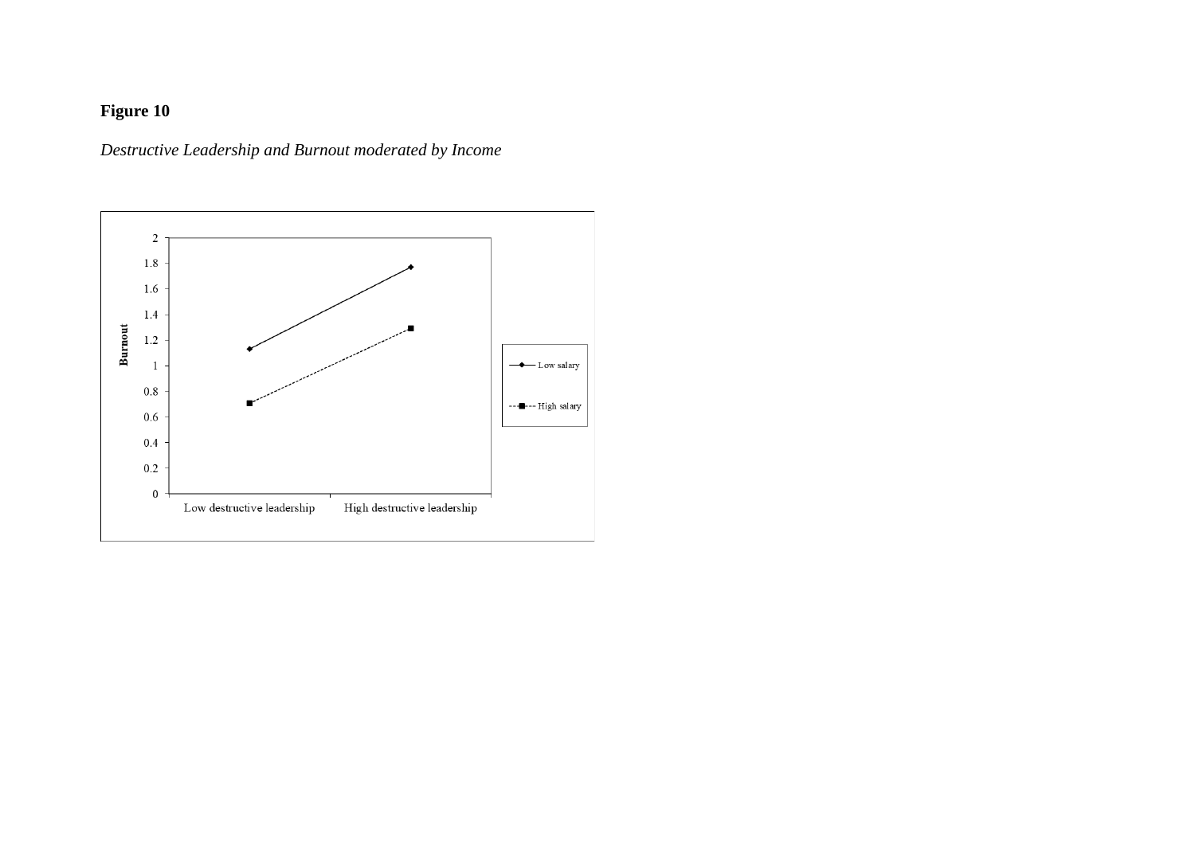**Figure 10**

*Destructive Leadership and Burnout moderated by Income*

Burnout

2
1.8
1.6
1.4
1.2
1
0.8
0.6
0.4
0.2
0

Low destructive leadership
High destructive leadership

Low salary
High salary